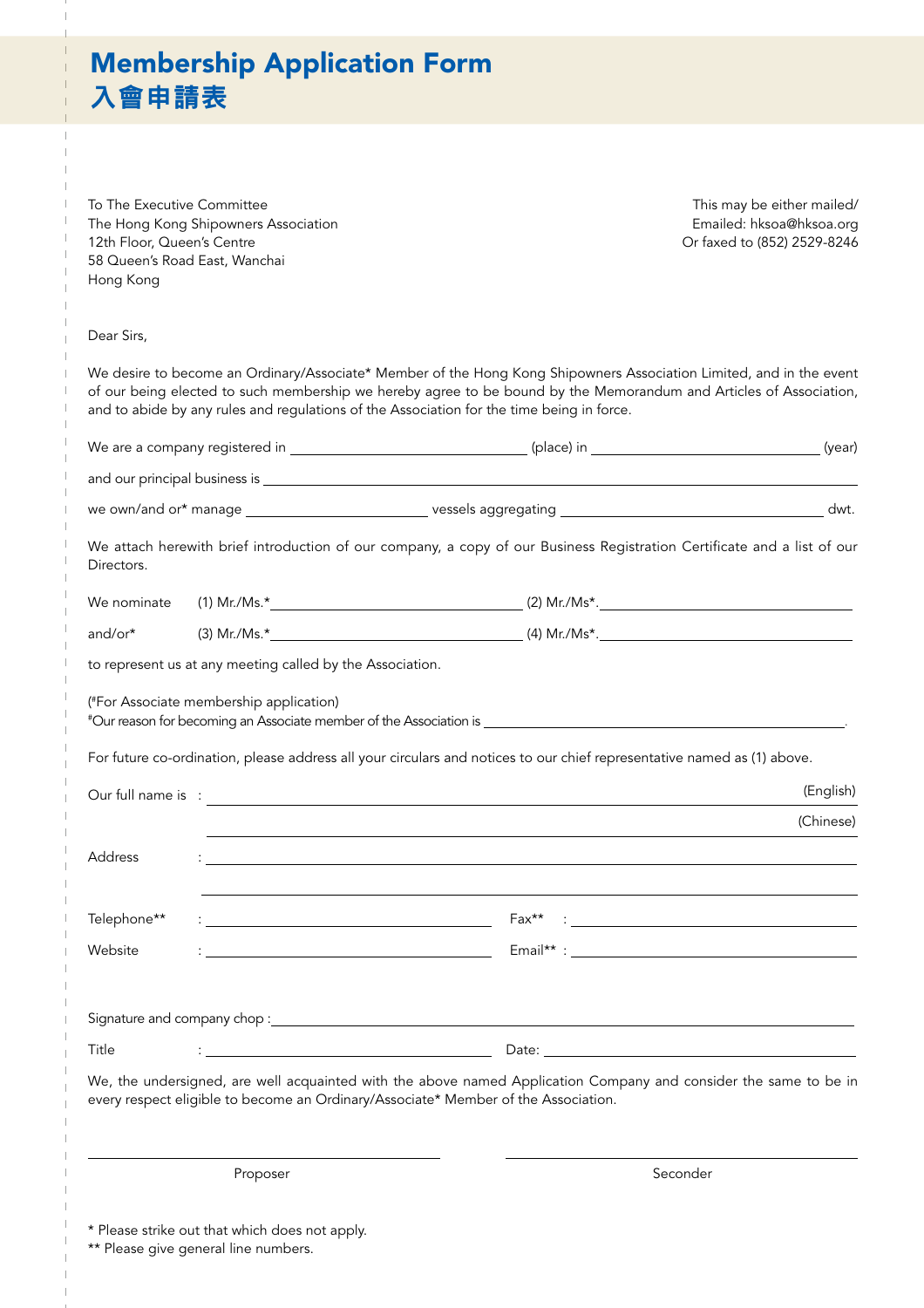# Membership Application Form
# 入會申請表

To The Executive Committee
The Hong Kong Shipowners Association
12th Floor, Queen's Centre
58 Queen's Road East, Wanchai
Hong Kong

This may be either mailed/
Emailed: hksoa@hksoa.org
Or faxed to (852) 2529-8246

Dear Sirs,

We desire to become an Ordinary/Associate* Member of the Hong Kong Shipowners Association Limited, and in the event of our being elected to such membership we hereby agree to be bound by the Memorandum and Articles of Association, and to abide by any rules and regulations of the Association for the time being in force.

We are a company registered in ______________________ (place) in ______________________ (year)

and our principal business is ______________________________________________

we own/and or* manage ______________________ vessels aggregating ______________________ dwt.

We attach herewith brief introduction of our company, a copy of our Business Registration Certificate and a list of our Directors.

We nominate (1) Mr./Ms.* ______________________ (2) Mr./Ms*. ______________________

and/or* (3) Mr./Ms.* ______________________ (4) Mr./Ms*. ______________________

to represent us at any meeting called by the Association.

(#For Associate membership application)
#Our reason for becoming an Associate member of the Association is ______________________.

For future co-ordination, please address all your circulars and notices to our chief representative named as (1) above.

Our full name is : ______________________________________________ (English)

______________________________________________ (Chinese)

Address : ______________________________________________

______________________________________________

Telephone** : ______________________ Fax** : ______________________

Website : ______________________ Email** : ______________________

Signature and company chop : ______________________________________________

Title : ______________________ Date: ______________________

We, the undersigned, are well acquainted with the above named Application Company and consider the same to be in every respect eligible to become an Ordinary/Associate* Member of the Association.

______________________ ______________________

Proposer Seconder

\* Please strike out that which does not apply.
\** Please give general line numbers.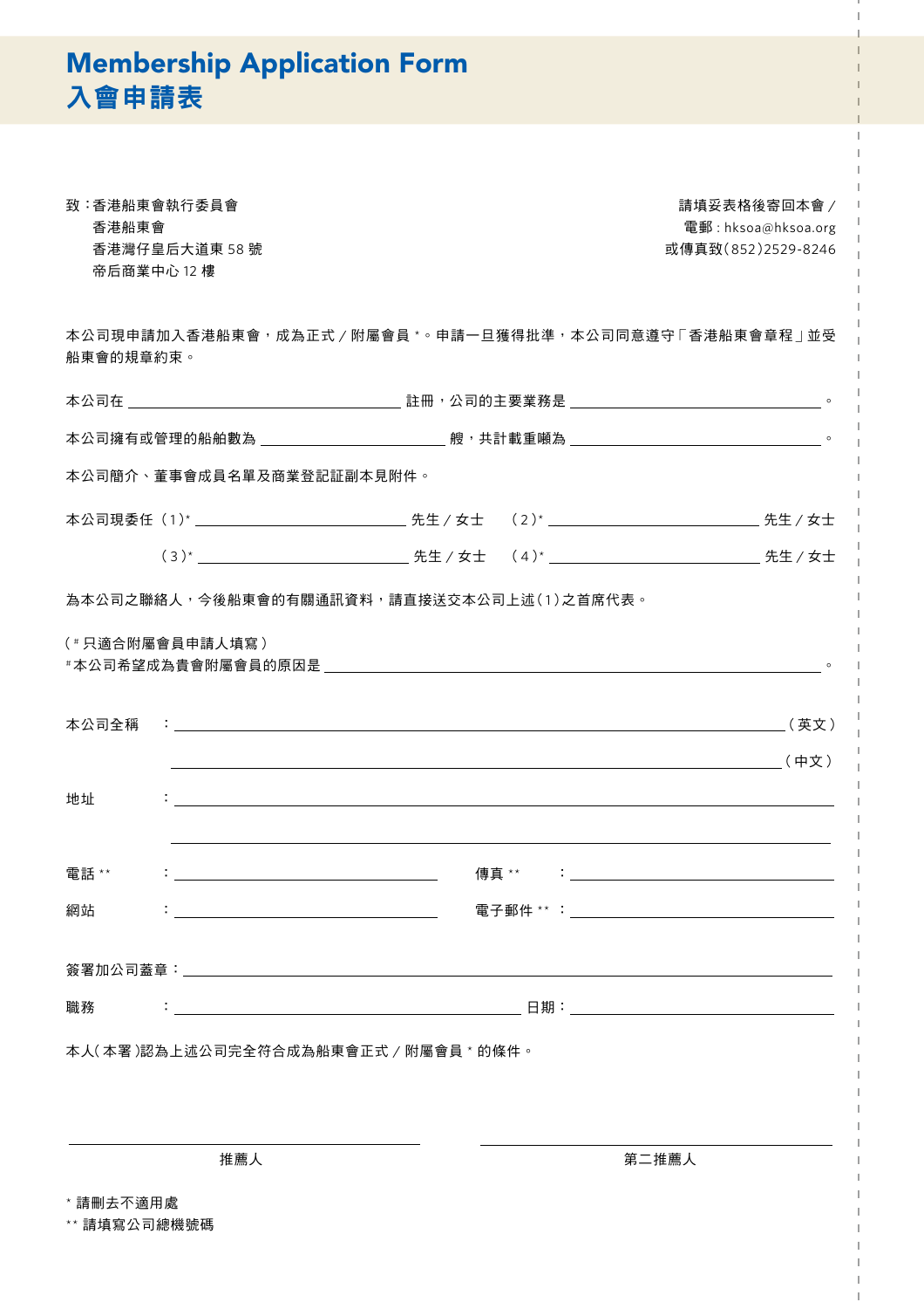# Membership Application Form
# 入會申請表

致：香港船東會執行委員會
香港船東會
香港灣仔皇后大道東 58 號
帝后商業中心 12 樓

請填妥表格後寄回本會 /
電郵 : hksoa@hksoa.org
或傳真致(852)2529-8246

本公司現申請加入香港船東會，成為正式 / 附屬會員 *。申請一旦獲得批準，本公司同意遵守「香港船東會章程」並受船東會的規章約束。

本公司在 ______________________ 註冊，公司的主要業務是 ______________________ 。

本公司擁有或管理的船舶數為 ______________________ 艘，共計載重噸為 ______________________ 。

本公司簡介、董事會成員名單及商業登記証副本見附件。

本公司現委任（1）* ______________________ 先生 / 女士 （2）* ______________________ 先生 / 女士

（3）* ______________________ 先生 / 女士 （4）* ______________________ 先生 / 女士

為本公司之聯絡人，今後船東會的有關通訊資料，請直接送交本公司上述(1)之首席代表。

( # 只適合附屬會員申請人填寫 )
# 本公司希望成為貴會附屬會員的原因是 ______________________ 。

本公司全稱 ： ______________________ ( 英文 )

______________________ ( 中文 )

地址 ： ______________________

______________________

電話 ** ： ______________________ 傳真 ** ： ______________________

網站 ： ______________________ 電子郵件 ** ： ______________________

簽署加公司蓋章： ______________________

職務 ： ______________________ 日期： ______________________

本人( 本署 )認為上述公司完全符合成為船東會正式 / 附屬會員 * 的條件。

______________________ ______________________

推薦人 第二推薦人

* 請刪去不適用處
** 請填寫公司總機號碼